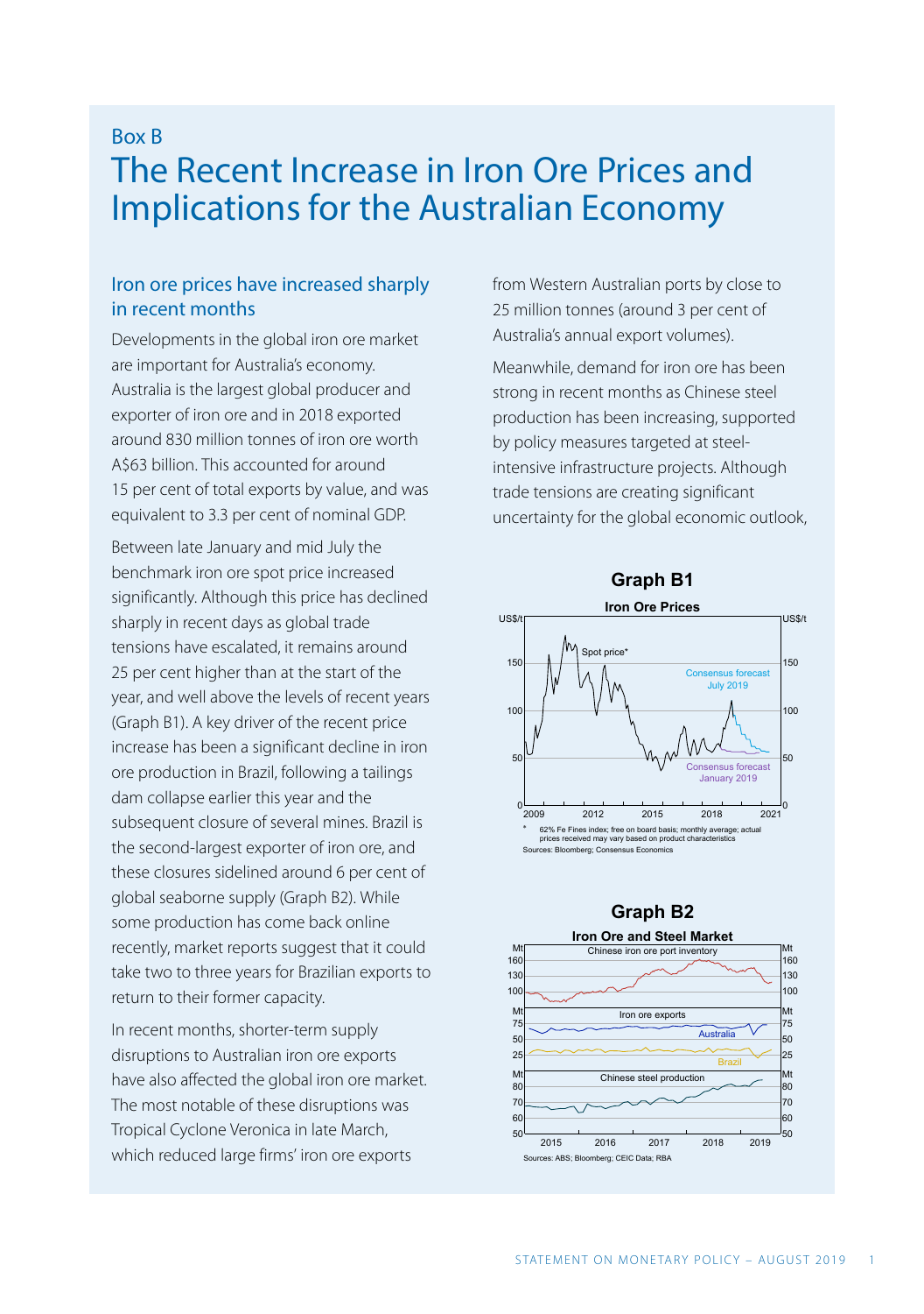Box B

# The Recent Increase in Iron Ore Prices and Implications for the Australian Economy

## Iron ore prices have increased sharply in recent months

Developments in the global iron ore market are important for Australia's economy. Australia is the largest global producer and exporter of iron ore and in 2018 exported around 830 million tonnes of iron ore worth A$63 billion. This accounted for around 15 per cent of total exports by value, and was equivalent to 3.3 per cent of nominal GDP.

Between late January and mid July the benchmark iron ore spot price increased significantly. Although this price has declined sharply in recent days as global trade tensions have escalated, it remains around 25 per cent higher than at the start of the year, and well above the levels of recent years (Graph B1). A key driver of the recent price increase has been a significant decline in iron ore production in Brazil, following a tailings dam collapse earlier this year and the subsequent closure of several mines. Brazil is the second-largest exporter of iron ore, and these closures sidelined around 6 per cent of global seaborne supply (Graph B2). While some production has come back online recently, market reports suggest that it could take two to three years for Brazilian exports to return to their former capacity.

In recent months, shorter-term supply disruptions to Australian iron ore exports have also affected the global iron ore market. The most notable of these disruptions was Tropical Cyclone Veronica in late March, which reduced large firms' iron ore exports from Western Australian ports by close to 25 million tonnes (around 3 per cent of Australia's annual export volumes).

Meanwhile, demand for iron ore has been strong in recent months as Chinese steel production has been increasing, supported by policy measures targeted at steel-intensive infrastructure projects. Although trade tensions are creating significant uncertainty for the global economic outlook,

**Graph B1**

**Iron Ore Prices**

\* 62% Fe Fines index; free on board basis; monthly average; actual prices received may vary based on product characteristics

Sources: Bloomberg; Consensus Economics

**Graph B2**

**Iron Ore and Steel Market**

Sources: ABS; Bloomberg; CEIC Data; RBA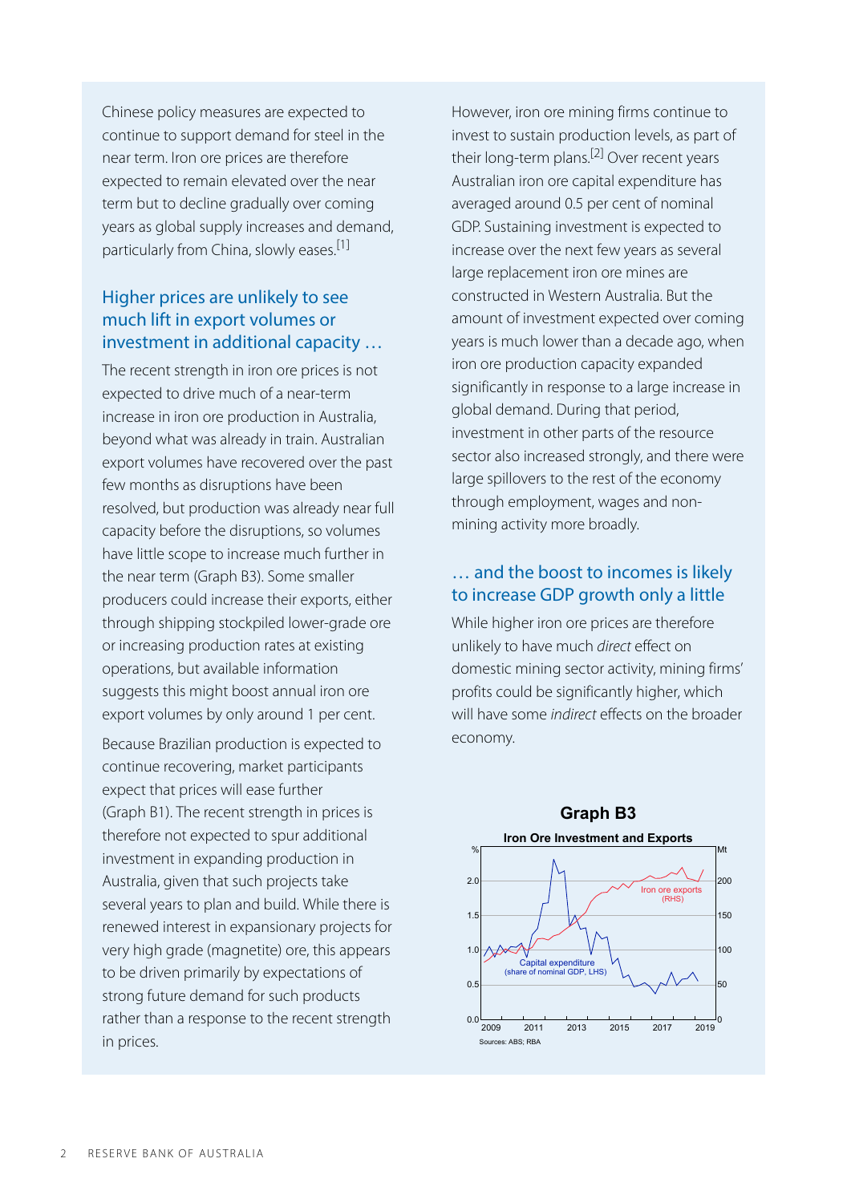Chinese policy measures are expected to continue to support demand for steel in the near term. Iron ore prices are therefore expected to remain elevated over the near term but to decline gradually over coming years as global supply increases and demand, particularly from China, slowly eases.[1]

## Higher prices are unlikely to see much lift in export volumes or investment in additional capacity …

The recent strength in iron ore prices is not expected to drive much of a near-term increase in iron ore production in Australia, beyond what was already in train. Australian export volumes have recovered over the past few months as disruptions have been resolved, but production was already near full capacity before the disruptions, so volumes have little scope to increase much further in the near term (Graph B3). Some smaller producers could increase their exports, either through shipping stockpiled lower-grade ore or increasing production rates at existing operations, but available information suggests this might boost annual iron ore export volumes by only around 1 per cent.

Because Brazilian production is expected to continue recovering, market participants expect that prices will ease further (Graph B1). The recent strength in prices is therefore not expected to spur additional investment in expanding production in Australia, given that such projects take several years to plan and build. While there is renewed interest in expansionary projects for very high grade (magnetite) ore, this appears to be driven primarily by expectations of strong future demand for such products rather than a response to the recent strength in prices.

However, iron ore mining firms continue to invest to sustain production levels, as part of their long-term plans.[2] Over recent years Australian iron ore capital expenditure has averaged around 0.5 per cent of nominal GDP. Sustaining investment is expected to increase over the next few years as several large replacement iron ore mines are constructed in Western Australia. But the amount of investment expected over coming years is much lower than a decade ago, when iron ore production capacity expanded significantly in response to a large increase in global demand. During that period, investment in other parts of the resource sector also increased strongly, and there were large spillovers to the rest of the economy through employment, wages and non-mining activity more broadly.

## … and the boost to incomes is likely to increase GDP growth only a little

While higher iron ore prices are therefore unlikely to have much *direct* effect on domestic mining sector activity, mining firms' profits could be significantly higher, which will have some *indirect* effects on the broader economy.

**Graph B3**

**Iron Ore Investment and Exports**

Sources: ABS; RBA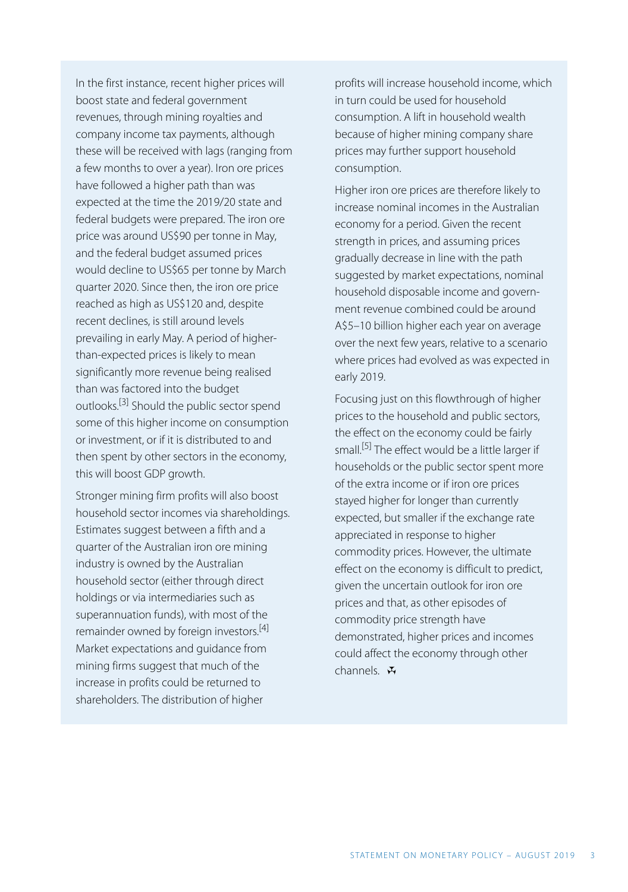In the first instance, recent higher prices will boost state and federal government revenues, through mining royalties and company income tax payments, although these will be received with lags (ranging from a few months to over a year). Iron ore prices have followed a higher path than was expected at the time the 2019/20 state and federal budgets were prepared. The iron ore price was around US$90 per tonne in May, and the federal budget assumed prices would decline to US$65 per tonne by March quarter 2020. Since then, the iron ore price reached as high as US$120 and, despite recent declines, is still around levels prevailing in early May. A period of higher-than-expected prices is likely to mean significantly more revenue being realised than was factored into the budget outlooks.[3] Should the public sector spend some of this higher income on consumption or investment, or if it is distributed to and then spent by other sectors in the economy, this will boost GDP growth.

Stronger mining firm profits will also boost household sector incomes via shareholdings. Estimates suggest between a fifth and a quarter of the Australian iron ore mining industry is owned by the Australian household sector (either through direct holdings or via intermediaries such as superannuation funds), with most of the remainder owned by foreign investors.[4] Market expectations and guidance from mining firms suggest that much of the increase in profits could be returned to shareholders. The distribution of higher profits will increase household income, which in turn could be used for household consumption. A lift in household wealth because of higher mining company share prices may further support household consumption.

Higher iron ore prices are therefore likely to increase nominal incomes in the Australian economy for a period. Given the recent strength in prices, and assuming prices gradually decrease in line with the path suggested by market expectations, nominal household disposable income and government revenue combined could be around A$5–10 billion higher each year on average over the next few years, relative to a scenario where prices had evolved as was expected in early 2019.

Focusing just on this flowthrough of higher prices to the household and public sectors, the effect on the economy could be fairly small.[5] The effect would be a little larger if households or the public sector spent more of the extra income or if iron ore prices stayed higher for longer than currently expected, but smaller if the exchange rate appreciated in response to higher commodity prices. However, the ultimate effect on the economy is difficult to predict, given the uncertain outlook for iron ore prices and that, as other episodes of commodity price strength have demonstrated, higher prices and incomes could affect the economy through other channels.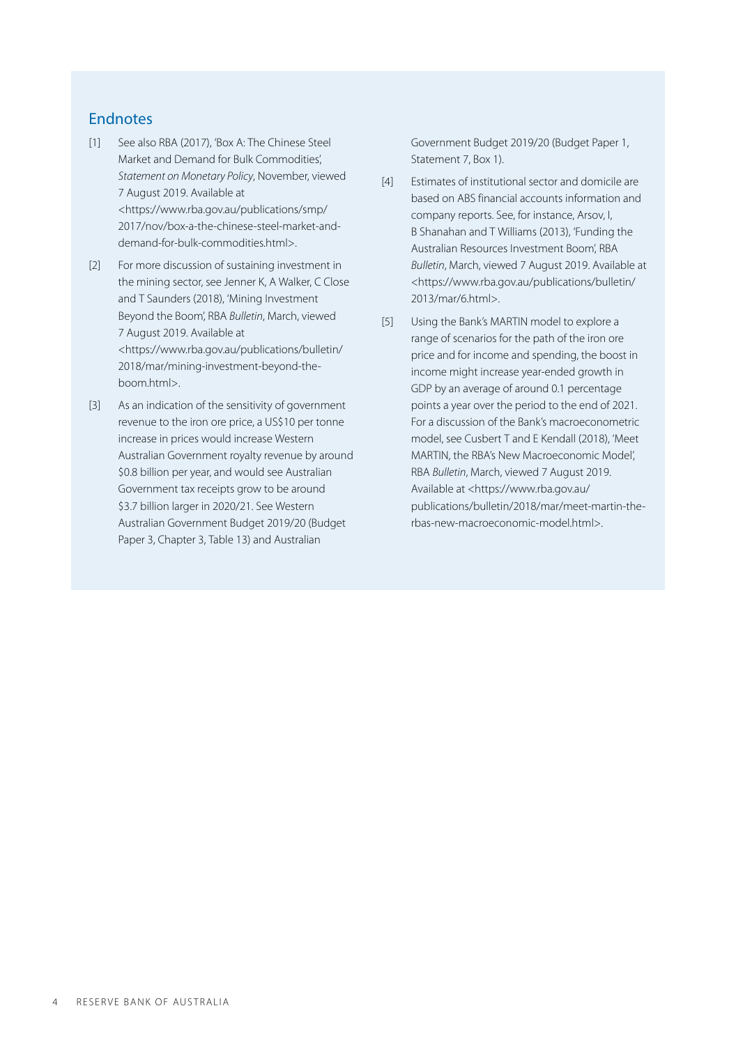## Endnotes

[1] See also RBA (2017), 'Box A: The Chinese Steel Market and Demand for Bulk Commodities', *Statement on Monetary Policy*, November, viewed 7 August 2019. Available at <https://www.rba.gov.au/publications/smp/2017/nov/box-a-the-chinese-steel-market-and-demand-for-bulk-commodities.html>.

[2] For more discussion of sustaining investment in the mining sector, see Jenner K, A Walker, C Close and T Saunders (2018), 'Mining Investment Beyond the Boom', RBA *Bulletin*, March, viewed 7 August 2019. Available at <https://www.rba.gov.au/publications/bulletin/2018/mar/mining-investment-beyond-the-boom.html>.

[3] As an indication of the sensitivity of government revenue to the iron ore price, a US$10 per tonne increase in prices would increase Western Australian Government royalty revenue by around $0.8 billion per year, and would see Australian Government tax receipts grow to be around $3.7 billion larger in 2020/21. See Western Australian Government Budget 2019/20 (Budget Paper 3, Chapter 3, Table 13) and Australian Government Budget 2019/20 (Budget Paper 1, Statement 7, Box 1).

[4] Estimates of institutional sector and domicile are based on ABS financial accounts information and company reports. See, for instance, Arsov, I, B Shanahan and T Williams (2013), 'Funding the Australian Resources Investment Boom', RBA *Bulletin*, March, viewed 7 August 2019. Available at <https://www.rba.gov.au/publications/bulletin/2013/mar/6.html>.

[5] Using the Bank's MARTIN model to explore a range of scenarios for the path of the iron ore price and for income and spending, the boost in income might increase year-ended growth in GDP by an average of around 0.1 percentage points a year over the period to the end of 2021. For a discussion of the Bank's macroeconometric model, see Cusbert T and E Kendall (2018), 'Meet MARTIN, the RBA's New Macroeconomic Model', RBA *Bulletin*, March, viewed 7 August 2019. Available at <https://www.rba.gov.au/publications/bulletin/2018/mar/meet-martin-the-rbas-new-macroeconomic-model.html>.